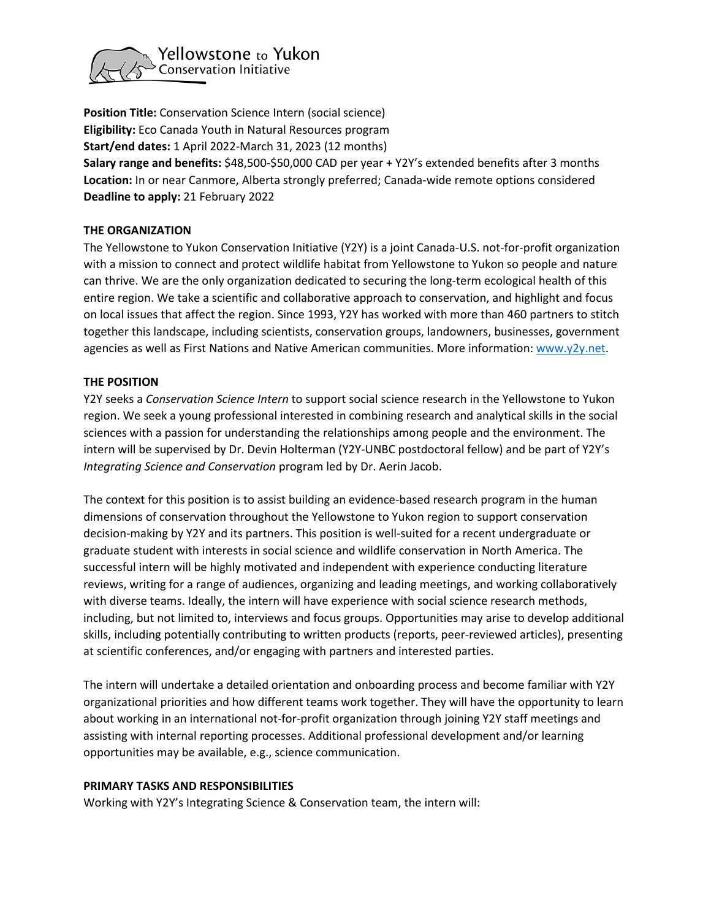Yellowstone to Yukon Conservation Initiative

**Position Title:** Conservation Science Intern (social science)
**Eligibility:** Eco Canada Youth in Natural Resources program
**Start/end dates:** 1 April 2022-March 31, 2023 (12 months)
**Salary range and benefits:** $48,500-$50,000 CAD per year + Y2Y's extended benefits after 3 months
**Location:** In or near Canmore, Alberta strongly preferred; Canada-wide remote options considered
**Deadline to apply:** 21 February 2022

**THE ORGANIZATION**

The Yellowstone to Yukon Conservation Initiative (Y2Y) is a joint Canada-U.S. not-for-profit organization with a mission to connect and protect wildlife habitat from Yellowstone to Yukon so people and nature can thrive. We are the only organization dedicated to securing the long-term ecological health of this entire region. We take a scientific and collaborative approach to conservation, and highlight and focus on local issues that affect the region. Since 1993, Y2Y has worked with more than 460 partners to stitch together this landscape, including scientists, conservation groups, landowners, businesses, government agencies as well as First Nations and Native American communities. More information: [www.y2y.net](http://www.y2y.net).

**THE POSITION**

Y2Y seeks a *Conservation Science Intern* to support social science research in the Yellowstone to Yukon region. We seek a young professional interested in combining research and analytical skills in the social sciences with a passion for understanding the relationships among people and the environment. The intern will be supervised by Dr. Devin Holterman (Y2Y-UNBC postdoctoral fellow) and be part of Y2Y's *Integrating Science and Conservation* program led by Dr. Aerin Jacob.

The context for this position is to assist building an evidence-based research program in the human dimensions of conservation throughout the Yellowstone to Yukon region to support conservation decision-making by Y2Y and its partners. This position is well-suited for a recent undergraduate or graduate student with interests in social science and wildlife conservation in North America. The successful intern will be highly motivated and independent with experience conducting literature reviews, writing for a range of audiences, organizing and leading meetings, and working collaboratively with diverse teams. Ideally, the intern will have experience with social science research methods, including, but not limited to, interviews and focus groups. Opportunities may arise to develop additional skills, including potentially contributing to written products (reports, peer-reviewed articles), presenting at scientific conferences, and/or engaging with partners and interested parties.

The intern will undertake a detailed orientation and onboarding process and become familiar with Y2Y organizational priorities and how different teams work together. They will have the opportunity to learn about working in an international not-for-profit organization through joining Y2Y staff meetings and assisting with internal reporting processes. Additional professional development and/or learning opportunities may be available, e.g., science communication.

**PRIMARY TASKS AND RESPONSIBILITIES**

Working with Y2Y's Integrating Science & Conservation team, the intern will: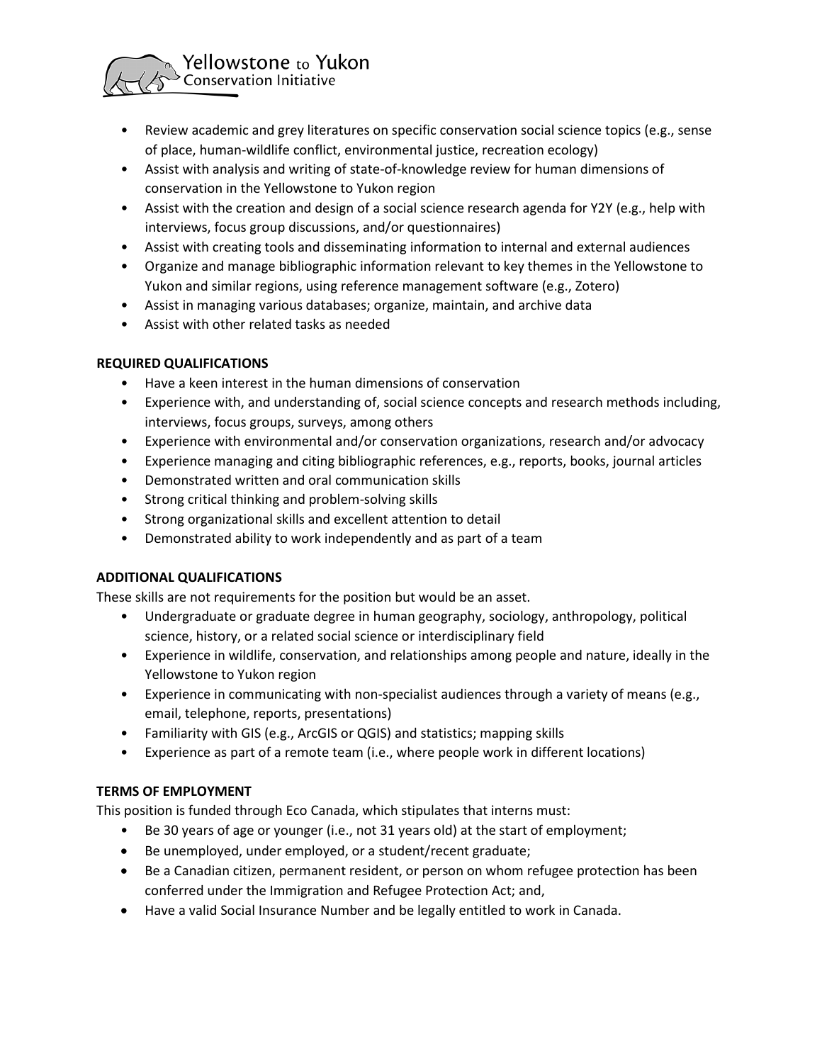- Review academic and grey literatures on specific conservation social science topics (e.g., sense of place, human-wildlife conflict, environmental justice, recreation ecology)
- Assist with analysis and writing of state-of-knowledge review for human dimensions of conservation in the Yellowstone to Yukon region
- Assist with the creation and design of a social science research agenda for Y2Y (e.g., help with interviews, focus group discussions, and/or questionnaires)
- Assist with creating tools and disseminating information to internal and external audiences
- Organize and manage bibliographic information relevant to key themes in the Yellowstone to Yukon and similar regions, using reference management software (e.g., Zotero)
- Assist in managing various databases; organize, maintain, and archive data
- Assist with other related tasks as needed

**REQUIRED QUALIFICATIONS**

- Have a keen interest in the human dimensions of conservation
- Experience with, and understanding of, social science concepts and research methods including, interviews, focus groups, surveys, among others
- Experience with environmental and/or conservation organizations, research and/or advocacy
- Experience managing and citing bibliographic references, e.g., reports, books, journal articles
- Demonstrated written and oral communication skills
- Strong critical thinking and problem-solving skills
- Strong organizational skills and excellent attention to detail
- Demonstrated ability to work independently and as part of a team

**ADDITIONAL QUALIFICATIONS**

These skills are not requirements for the position but would be an asset.

- Undergraduate or graduate degree in human geography, sociology, anthropology, political science, history, or a related social science or interdisciplinary field
- Experience in wildlife, conservation, and relationships among people and nature, ideally in the Yellowstone to Yukon region
- Experience in communicating with non-specialist audiences through a variety of means (e.g., email, telephone, reports, presentations)
- Familiarity with GIS (e.g., ArcGIS or QGIS) and statistics; mapping skills
- Experience as part of a remote team (i.e., where people work in different locations)

**TERMS OF EMPLOYMENT**

This position is funded through Eco Canada, which stipulates that interns must:

- Be 30 years of age or younger (i.e., not 31 years old) at the start of employment;
- Be unemployed, under employed, or a student/recent graduate;
- Be a Canadian citizen, permanent resident, or person on whom refugee protection has been conferred under the Immigration and Refugee Protection Act; and,
- Have a valid Social Insurance Number and be legally entitled to work in Canada.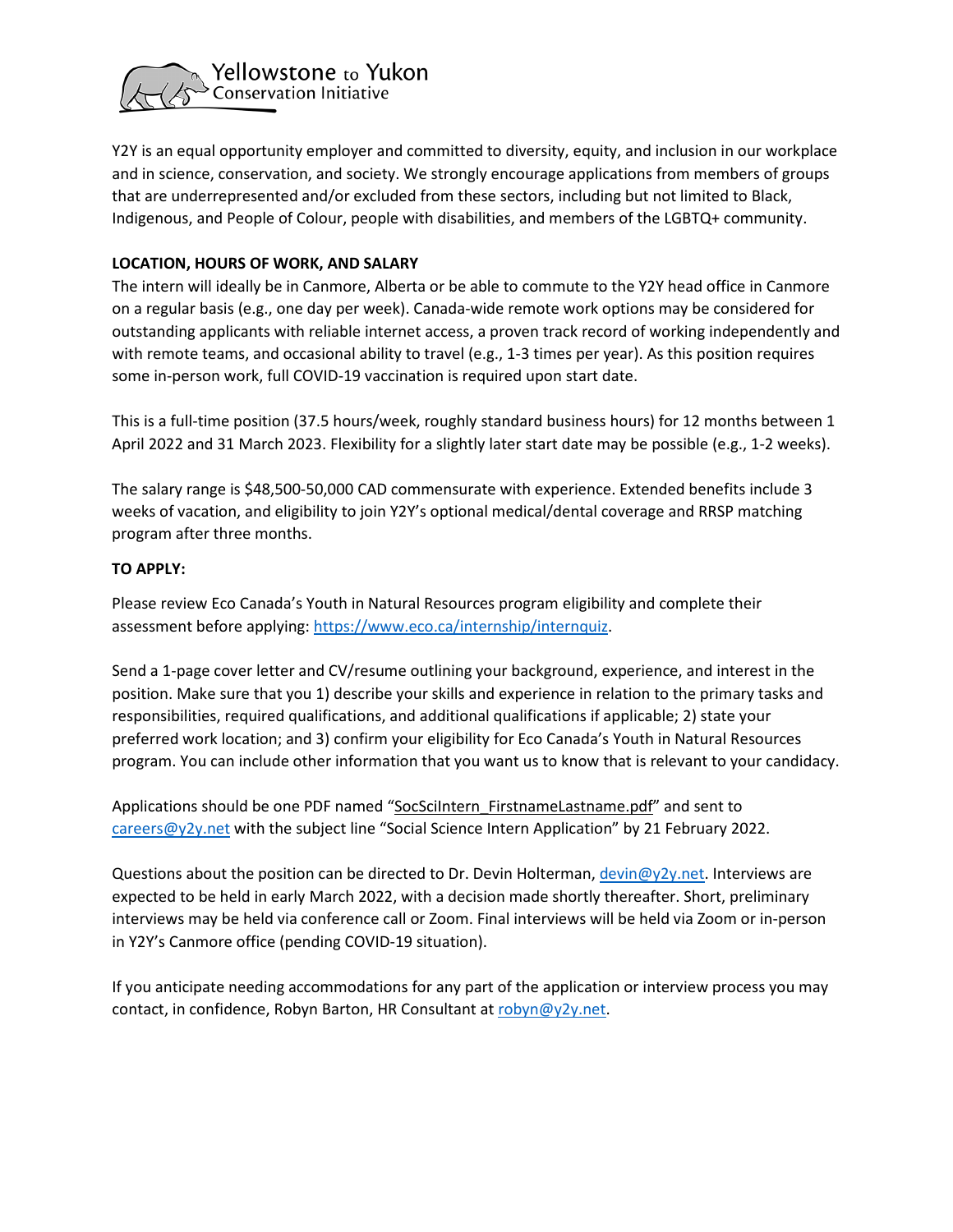Yellowstone to Yukon Conservation Initiative

Y2Y is an equal opportunity employer and committed to diversity, equity, and inclusion in our workplace and in science, conservation, and society. We strongly encourage applications from members of groups that are underrepresented and/or excluded from these sectors, including but not limited to Black, Indigenous, and People of Colour, people with disabilities, and members of the LGBTQ+ community.

**LOCATION, HOURS OF WORK, AND SALARY**

The intern will ideally be in Canmore, Alberta or be able to commute to the Y2Y head office in Canmore on a regular basis (e.g., one day per week). Canada-wide remote work options may be considered for outstanding applicants with reliable internet access, a proven track record of working independently and with remote teams, and occasional ability to travel (e.g., 1-3 times per year). As this position requires some in-person work, full COVID-19 vaccination is required upon start date.

This is a full-time position (37.5 hours/week, roughly standard business hours) for 12 months between 1 April 2022 and 31 March 2023. Flexibility for a slightly later start date may be possible (e.g., 1-2 weeks).

The salary range is $48,500-50,000 CAD commensurate with experience. Extended benefits include 3 weeks of vacation, and eligibility to join Y2Y's optional medical/dental coverage and RRSP matching program after three months.

**TO APPLY:**

Please review Eco Canada's Youth in Natural Resources program eligibility and complete their assessment before applying: https://www.eco.ca/internship/internquiz.

Send a 1-page cover letter and CV/resume outlining your background, experience, and interest in the position. Make sure that you 1) describe your skills and experience in relation to the primary tasks and responsibilities, required qualifications, and additional qualifications if applicable; 2) state your preferred work location; and 3) confirm your eligibility for Eco Canada's Youth in Natural Resources program. You can include other information that you want us to know that is relevant to your candidacy.

Applications should be one PDF named "SocSciIntern_FirstnameLastname.pdf" and sent to careers@y2y.net with the subject line "Social Science Intern Application" by 21 February 2022.

Questions about the position can be directed to Dr. Devin Holterman, devin@y2y.net. Interviews are expected to be held in early March 2022, with a decision made shortly thereafter. Short, preliminary interviews may be held via conference call or Zoom. Final interviews will be held via Zoom or in-person in Y2Y's Canmore office (pending COVID-19 situation).

If you anticipate needing accommodations for any part of the application or interview process you may contact, in confidence, Robyn Barton, HR Consultant at robyn@y2y.net.